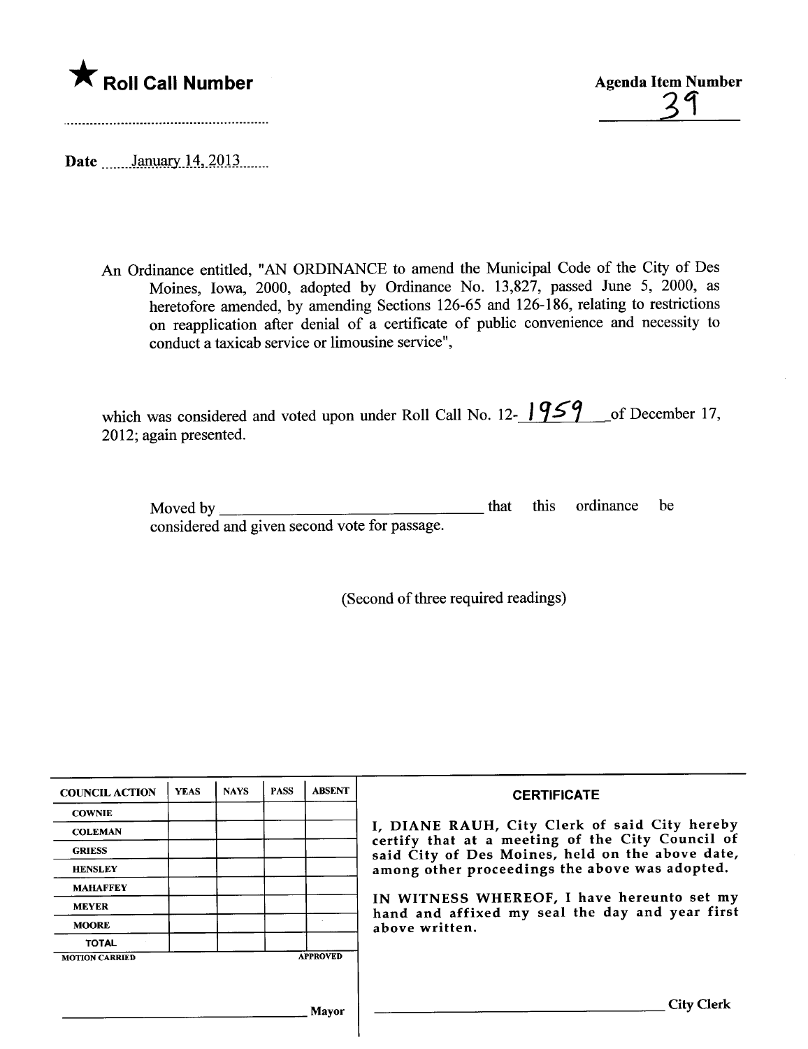★ **Roll Call Number**

**Agenda Item Number**
39

**Date** January 14, 2013

An Ordinance entitled, "AN ORDINANCE to amend the Municipal Code of the City of Des Moines, Iowa, 2000, adopted by Ordinance No. 13,827, passed June 5, 2000, as heretofore amended, by amending Sections 126-65 and 126-186, relating to restrictions on reapplication after denial of a certificate of public convenience and necessity to conduct a taxicab service or limousine service",

which was considered and voted upon under Roll Call No. 12-1959 of December 17, 2012; again presented.

Moved by ______________________________ that this ordinance be considered and given second vote for passage.

(Second of three required readings)

| COUNCIL ACTION | YEAS | NAYS | PASS | ABSENT |
|---|---|---|---|---|
| COWNIE | | | | |
| COLEMAN | | | | |
| GRIESS | | | | |
| HENSLEY | | | | |
| MAHAFFEY | | | | |
| MEYER | | | | |
| MOORE | | | | |
| TOTAL | | | | |

MOTION CARRIED APPROVED

______________________________ Mayor

**CERTIFICATE**

I, DIANE RAUH, City Clerk of said City hereby certify that at a meeting of the City Council of said City of Des Moines, held on the above date, among other proceedings the above was adopted.

IN WITNESS WHEREOF, I have hereunto set my hand and affixed my seal the day and year first above written.

______________________________ City Clerk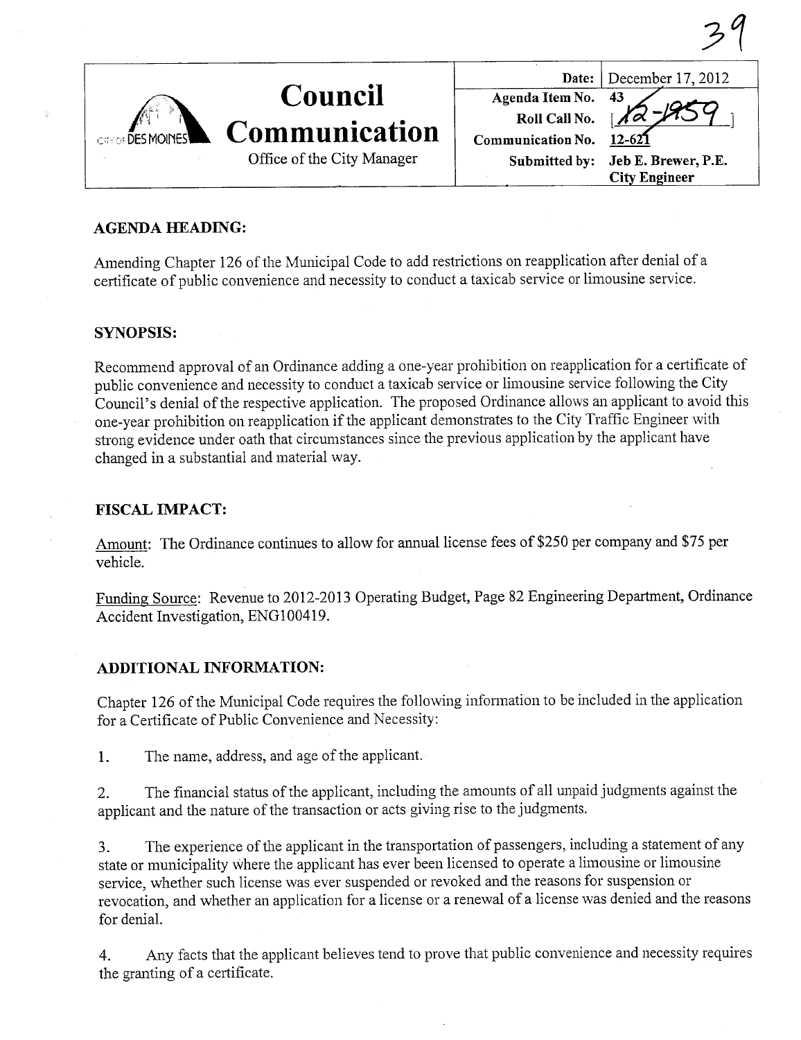# Council Communication

Office of the City Manager

| | |
|---|---|
| Date: | December 17, 2012 |
| Agenda Item No. | 43 |
| Roll Call No. | [12-1959] |
| Communication No. | 12-621 |
| Submitted by: | Jeb E. Brewer, P.E. City Engineer |

## AGENDA HEADING:

Amending Chapter 126 of the Municipal Code to add restrictions on reapplication after denial of a certificate of public convenience and necessity to conduct a taxicab service or limousine service.

## SYNOPSIS:

Recommend approval of an Ordinance adding a one-year prohibition on reapplication for a certificate of public convenience and necessity to conduct a taxicab service or limousine service following the City Council's denial of the respective application. The proposed Ordinance allows an applicant to avoid this one-year prohibition on reapplication if the applicant demonstrates to the City Traffic Engineer with strong evidence under oath that circumstances since the previous application by the applicant have changed in a substantial and material way.

## FISCAL IMPACT:

Amount: The Ordinance continues to allow for annual license fees of $250 per company and $75 per vehicle.

Funding Source: Revenue to 2012-2013 Operating Budget, Page 82 Engineering Department, Ordinance Accident Investigation, ENG100419.

## ADDITIONAL INFORMATION:

Chapter 126 of the Municipal Code requires the following information to be included in the application for a Certificate of Public Convenience and Necessity:

1. The name, address, and age of the applicant.

2. The financial status of the applicant, including the amounts of all unpaid judgments against the applicant and the nature of the transaction or acts giving rise to the judgments.

3. The experience of the applicant in the transportation of passengers, including a statement of any state or municipality where the applicant has ever been licensed to operate a limousine or limousine service, whether such license was ever suspended or revoked and the reasons for suspension or revocation, and whether an application for a license or a renewal of a license was denied and the reasons for denial.

4. Any facts that the applicant believes tend to prove that public convenience and necessity requires the granting of a certificate.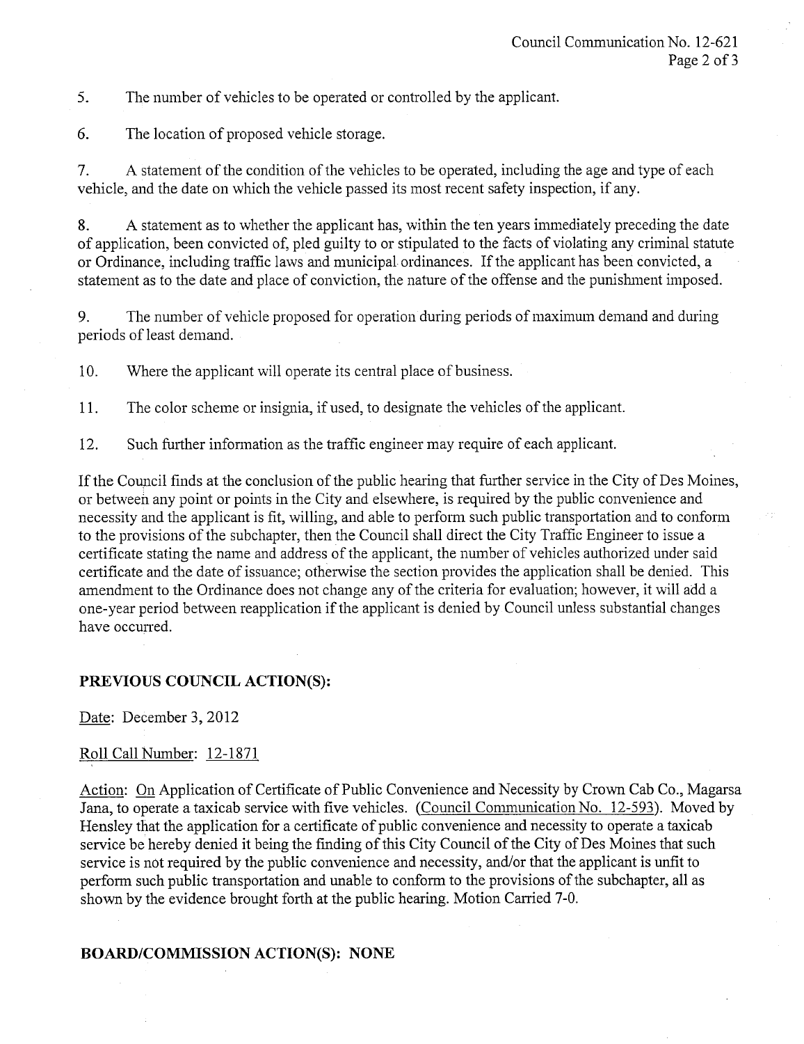5. The number of vehicles to be operated or controlled by the applicant.

6. The location of proposed vehicle storage.

7. A statement of the condition of the vehicles to be operated, including the age and type of each vehicle, and the date on which the vehicle passed its most recent safety inspection, if any.

8. A statement as to whether the applicant has, within the ten years immediately preceding the date of application, been convicted of, pled guilty to or stipulated to the facts of violating any criminal statute or Ordinance, including traffic laws and municipal ordinances. If the applicant has been convicted, a statement as to the date and place of conviction, the nature of the offense and the punishment imposed.

9. The number of vehicle proposed for operation during periods of maximum demand and during periods of least demand.

10. Where the applicant will operate its central place of business.

11. The color scheme or insignia, if used, to designate the vehicles of the applicant.

12. Such further information as the traffic engineer may require of each applicant.

If the Council finds at the conclusion of the public hearing that further service in the City of Des Moines, or between any point or points in the City and elsewhere, is required by the public convenience and necessity and the applicant is fit, willing, and able to perform such public transportation and to conform to the provisions of the subchapter, then the Council shall direct the City Traffic Engineer to issue a certificate stating the name and address of the applicant, the number of vehicles authorized under said certificate and the date of issuance; otherwise the section provides the application shall be denied. This amendment to the Ordinance does not change any of the criteria for evaluation; however, it will add a one-year period between reapplication if the applicant is denied by Council unless substantial changes have occurred.

## PREVIOUS COUNCIL ACTION(S):

Date: December 3, 2012

Roll Call Number: 12-1871

Action: On Application of Certificate of Public Convenience and Necessity by Crown Cab Co., Magarsa Jana, to operate a taxicab service with five vehicles. (Council Communication No. 12-593). Moved by Hensley that the application for a certificate of public convenience and necessity to operate a taxicab service be hereby denied it being the finding of this City Council of the City of Des Moines that such service is not required by the public convenience and necessity, and/or that the applicant is unfit to perform such public transportation and unable to conform to the provisions of the subchapter, all as shown by the evidence brought forth at the public hearing. Motion Carried 7-0.

## BOARD/COMMISSION ACTION(S): NONE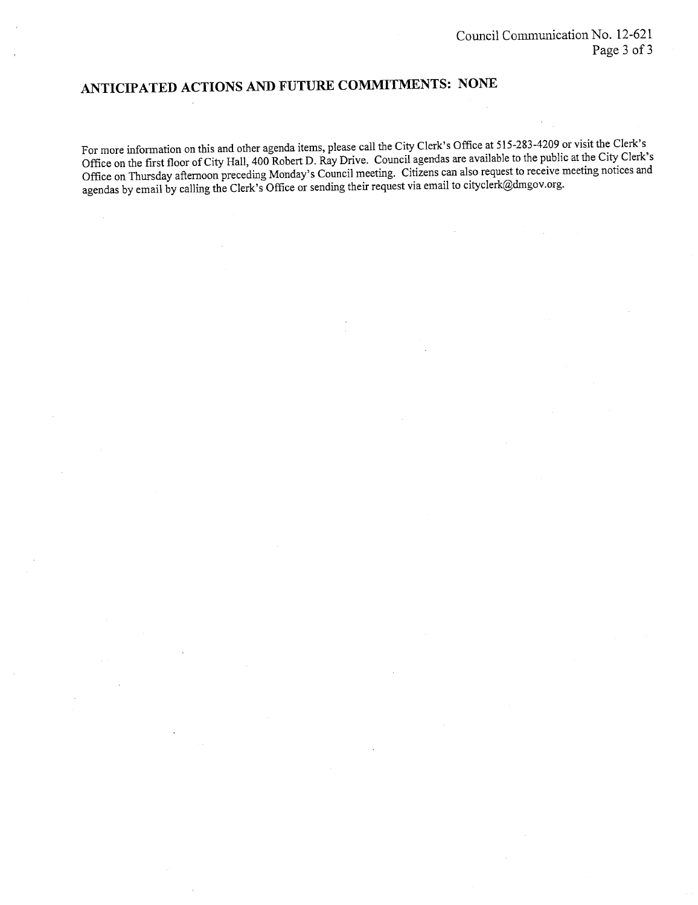## ANTICIPATED ACTIONS AND FUTURE COMMITMENTS: NONE

For more information on this and other agenda items, please call the City Clerk's Office at 515-283-4209 or visit the Clerk's Office on the first floor of City Hall, 400 Robert D. Ray Drive. Council agendas are available to the public at the City Clerk's Office on Thursday afternoon preceding Monday's Council meeting. Citizens can also request to receive meeting notices and agendas by email by calling the Clerk's Office or sending their request via email to cityclerk@dmgov.org.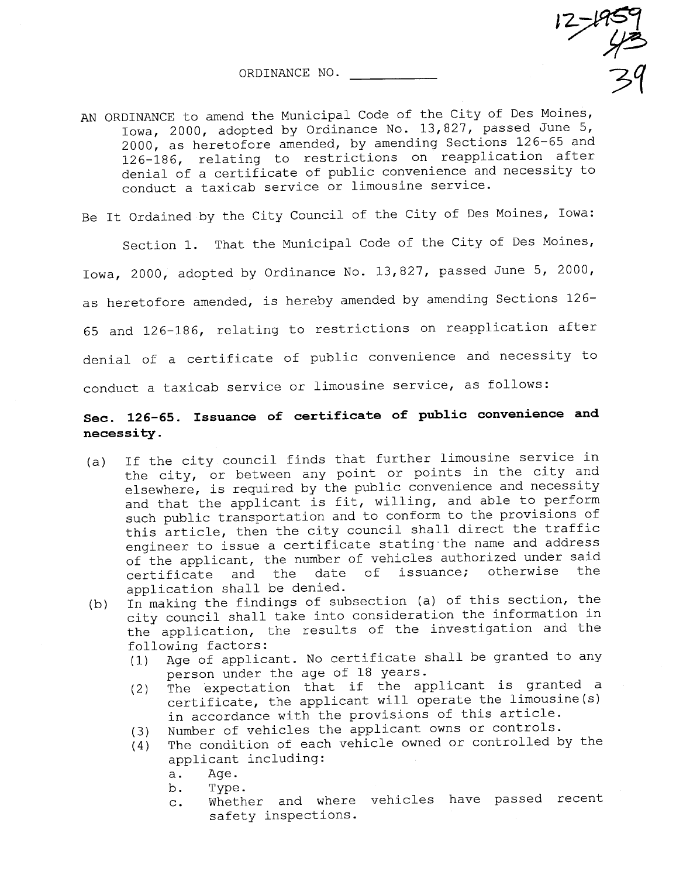12-1959
43
39

ORDINANCE NO. __________

AN ORDINANCE to amend the Municipal Code of the City of Des Moines, Iowa, 2000, adopted by Ordinance No. 13,827, passed June 5, 2000, as heretofore amended, by amending Sections 126-65 and 126-186, relating to restrictions on reapplication after denial of a certificate of public convenience and necessity to conduct a taxicab service or limousine service.

Be It Ordained by the City Council of the City of Des Moines, Iowa:

Section 1. That the Municipal Code of the City of Des Moines, Iowa, 2000, adopted by Ordinance No. 13,827, passed June 5, 2000, as heretofore amended, is hereby amended by amending Sections 126-65 and 126-186, relating to restrictions on reapplication after denial of a certificate of public convenience and necessity to conduct a taxicab service or limousine service, as follows:

**Sec. 126-65. Issuance of certificate of public convenience and necessity.**

(a) If the city council finds that further limousine service in the city, or between any point or points in the city and elsewhere, is required by the public convenience and necessity and that the applicant is fit, willing, and able to perform such public transportation and to conform to the provisions of this article, then the city council shall direct the traffic engineer to issue a certificate stating the name and address of the applicant, the number of vehicles authorized under said certificate and the date of issuance; otherwise the application shall be denied.

(b) In making the findings of subsection (a) of this section, the city council shall take into consideration the information in the application, the results of the investigation and the following factors:
  (1) Age of applicant. No certificate shall be granted to any person under the age of 18 years.
  (2) The expectation that if the applicant is granted a certificate, the applicant will operate the limousine(s) in accordance with the provisions of this article.
  (3) Number of vehicles the applicant owns or controls.
  (4) The condition of each vehicle owned or controlled by the applicant including:
    a. Age.
    b. Type.
    c. Whether and where vehicles have passed recent safety inspections.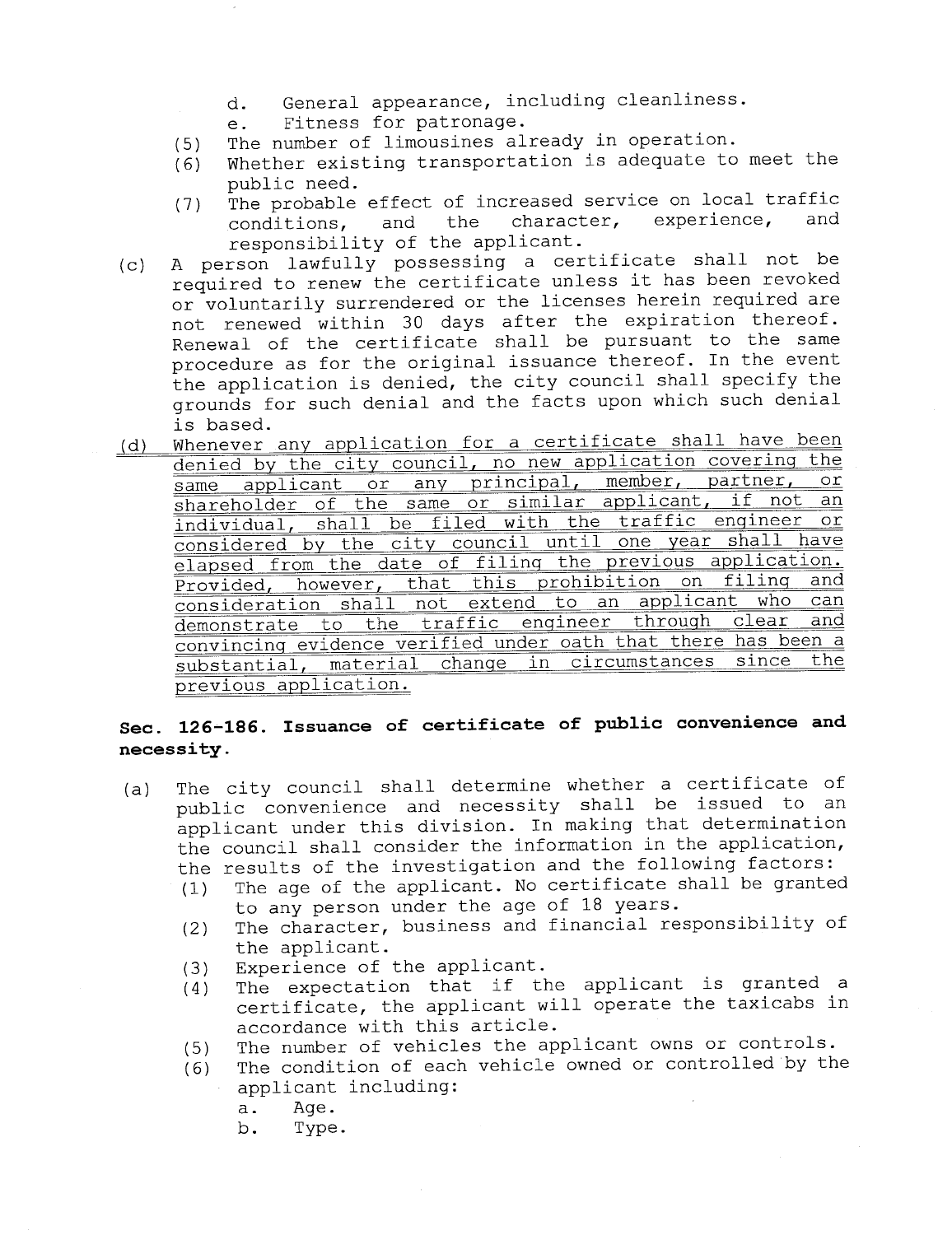d. General appearance, including cleanliness.
e. Fitness for patronage.

(5) The number of limousines already in operation.
(6) Whether existing transportation is adequate to meet the public need.
(7) The probable effect of increased service on local traffic conditions, and the character, experience, and responsibility of the applicant.

(c) A person lawfully possessing a certificate shall not be required to renew the certificate unless it has been revoked or voluntarily surrendered or the licenses herein required are not renewed within 30 days after the expiration thereof. Renewal of the certificate shall be pursuant to the same procedure as for the original issuance thereof. In the event the application is denied, the city council shall specify the grounds for such denial and the facts upon which such denial is based.

<u>(d) Whenever any application for a certificate shall have been denied by the city council, no new application covering the same applicant or any principal, member, partner, or shareholder of the same or similar applicant, if not an individual, shall be filed with the traffic engineer or considered by the city council until one year shall have elapsed from the date of filing the previous application. Provided, however, that this prohibition on filing and consideration shall not extend to an applicant who can demonstrate to the traffic engineer through clear and convincing evidence verified under oath that there has been a substantial, material change in circumstances since the previous application.</u>

**Sec. 126-186. Issuance of certificate of public convenience and necessity.**

(a) The city council shall determine whether a certificate of public convenience and necessity shall be issued to an applicant under this division. In making that determination the council shall consider the information in the application, the results of the investigation and the following factors:

(1) The age of the applicant. No certificate shall be granted to any person under the age of 18 years.
(2) The character, business and financial responsibility of the applicant.
(3) Experience of the applicant.
(4) The expectation that if the applicant is granted a certificate, the applicant will operate the taxicabs in accordance with this article.
(5) The number of vehicles the applicant owns or controls.
(6) The condition of each vehicle owned or controlled by the applicant including:
   a. Age.
   b. Type.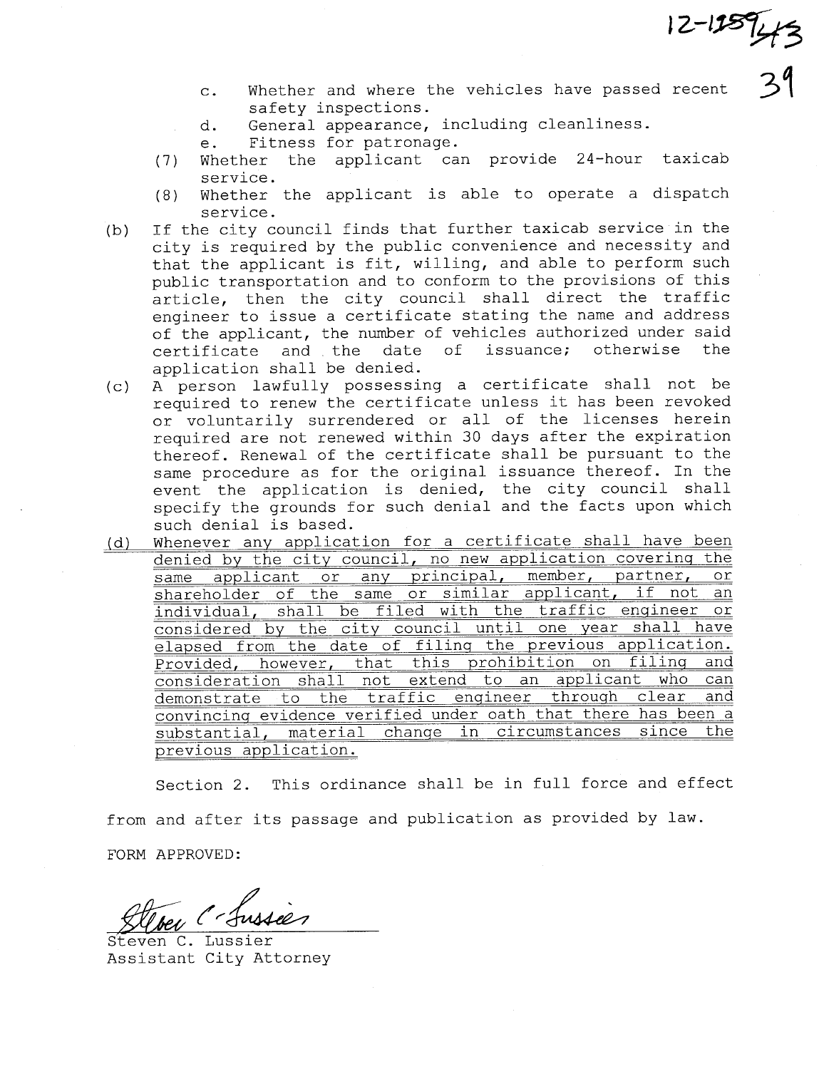12-1259/43

39

c. Whether and where the vehicles have passed recent safety inspections.

d. General appearance, including cleanliness.

e. Fitness for patronage.

(7) Whether the applicant can provide 24-hour taxicab service.

(8) Whether the applicant is able to operate a dispatch service.

(b) If the city council finds that further taxicab service in the city is required by the public convenience and necessity and that the applicant is fit, willing, and able to perform such public transportation and to conform to the provisions of this article, then the city council shall direct the traffic engineer to issue a certificate stating the name and address of the applicant, the number of vehicles authorized under said certificate and the date of issuance; otherwise the application shall be denied.

(c) A person lawfully possessing a certificate shall not be required to renew the certificate unless it has been revoked or voluntarily surrendered or all of the licenses herein required are not renewed within 30 days after the expiration thereof. Renewal of the certificate shall be pursuant to the same procedure as for the original issuance thereof. In the event the application is denied, the city council shall specify the grounds for such denial and the facts upon which such denial is based.

<u>(d) Whenever any application for a certificate shall have been denied by the city council, no new application covering the same applicant or any principal, member, partner, or shareholder of the same or similar applicant, if not an individual, shall be filed with the traffic engineer or considered by the city council until one year shall have elapsed from the date of filing the previous application. Provided, however, that this prohibition on filing and consideration shall not extend to an applicant who can demonstrate to the traffic engineer through clear and convincing evidence verified under oath that there has been a substantial, material change in circumstances since the previous application.</u>

Section 2. This ordinance shall be in full force and effect from and after its passage and publication as provided by law.

FORM APPROVED:

Steven C. Lussier

Steven C. Lussier
Assistant City Attorney